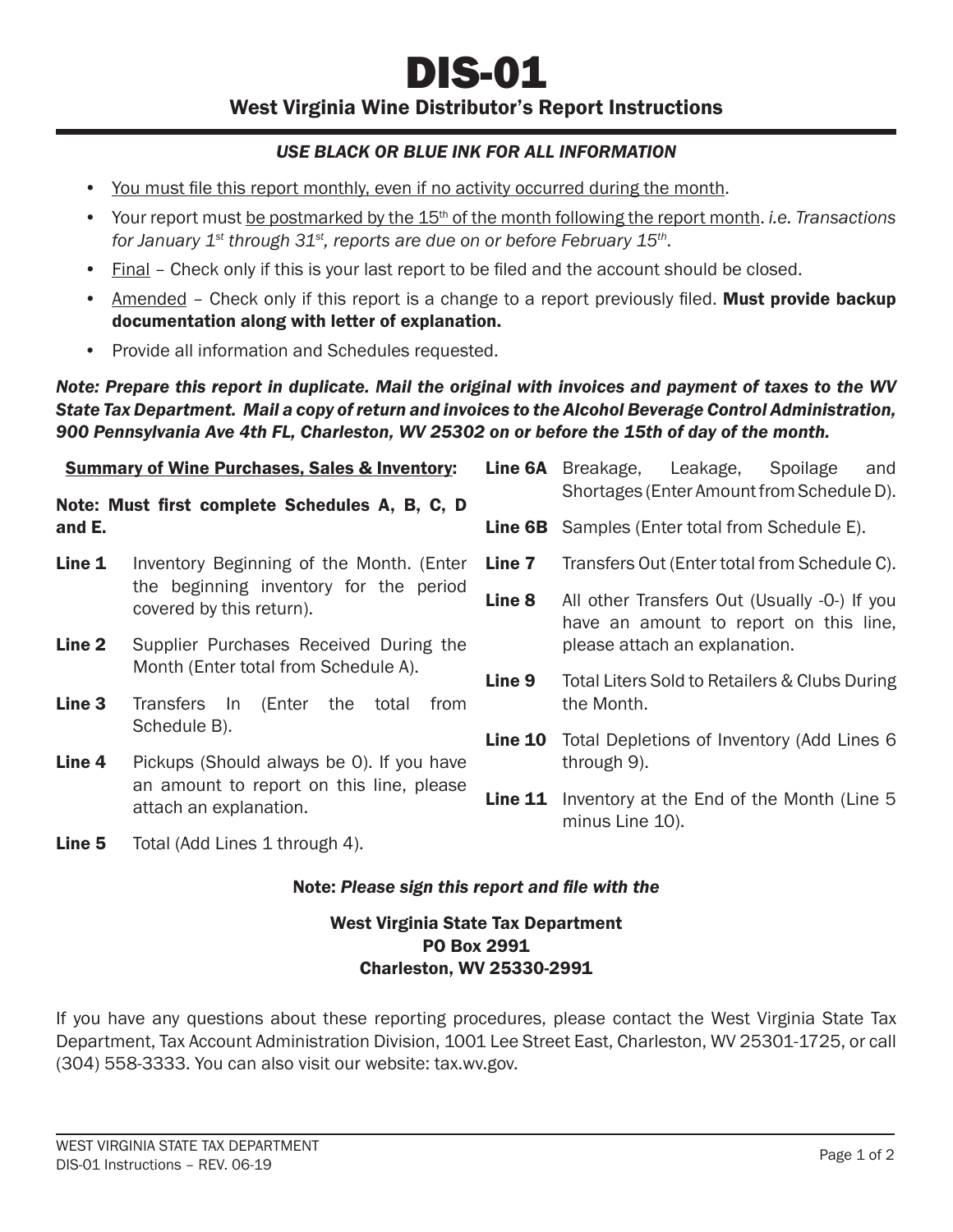# DIS-01

## West Virginia Wine Distributor's Report Instructions

***USE BLACK OR BLUE INK FOR ALL INFORMATION***

- You must file this report monthly, even if no activity occurred during the month.
- Your report must be postmarked by the 15th of the month following the report month. *i.e. Transactions for January 1st through 31st, reports are due on or before February 15th*.
- Final – Check only if this is your last report to be filed and the account should be closed.
- Amended – Check only if this report is a change to a report previously filed. **Must provide backup documentation along with letter of explanation.**
- Provide all information and Schedules requested.

***Note: Prepare this report in duplicate. Mail the original with invoices and payment of taxes to the WV State Tax Department. Mail a copy of return and invoices to the Alcohol Beverage Control Administration, 900 Pennsylvania Ave 4th FL, Charleston, WV 25302 on or before the 15th of day of the month.***

**Summary of Wine Purchases, Sales & Inventory:**

**Note: Must first complete Schedules A, B, C, D and E.**

**Line 1** Inventory Beginning of the Month. (Enter the beginning inventory for the period covered by this return).

**Line 2** Supplier Purchases Received During the Month (Enter total from Schedule A).

**Line 3** Transfers In (Enter the total from Schedule B).

**Line 4** Pickups (Should always be 0). If you have an amount to report on this line, please attach an explanation.

**Line 5** Total (Add Lines 1 through 4).

**Line 6A** Breakage, Leakage, Spoilage and Shortages (Enter Amount from Schedule D).

**Line 6B** Samples (Enter total from Schedule E).

**Line 7** Transfers Out (Enter total from Schedule C).

**Line 8** All other Transfers Out (Usually -0-) If you have an amount to report on this line, please attach an explanation.

**Line 9** Total Liters Sold to Retailers & Clubs During the Month.

**Line 10** Total Depletions of Inventory (Add Lines 6 through 9).

**Line 11** Inventory at the End of the Month (Line 5 minus Line 10).

**Note:** ***Please sign this report and file with the***

**West Virginia State Tax Department**
**PO Box 2991**
**Charleston, WV 25330-2991**

If you have any questions about these reporting procedures, please contact the West Virginia State Tax Department, Tax Account Administration Division, 1001 Lee Street East, Charleston, WV 25301-1725, or call (304) 558-3333. You can also visit our website: tax.wv.gov.

WEST VIRGINIA STATE TAX DEPARTMENT
DIS-01 Instructions – REV. 06-19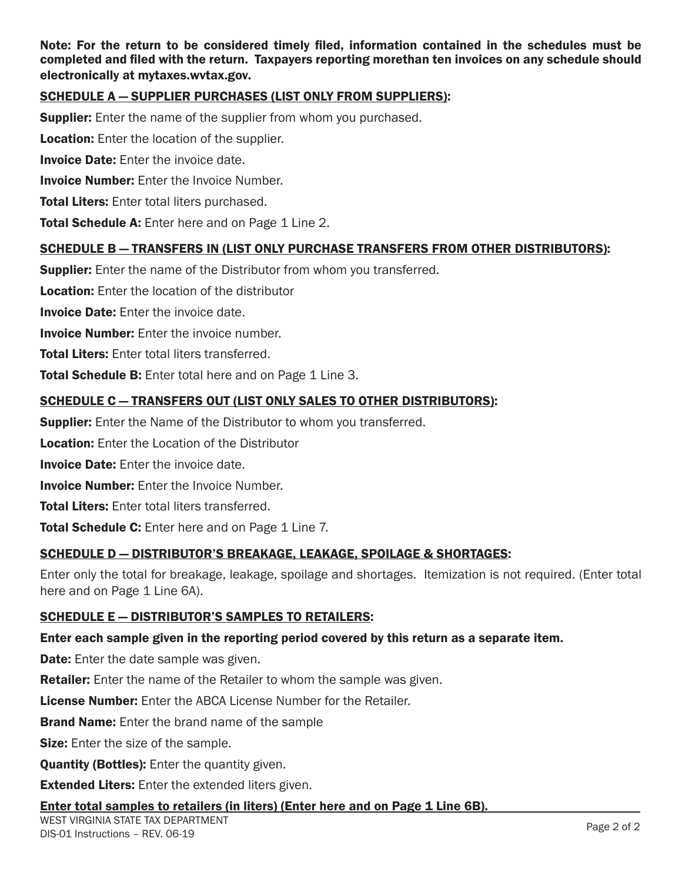**Note: For the return to be considered timely filed, information contained in the schedules must be completed and filed with the return. Taxpayers reporting morethan ten invoices on any schedule should electronically at mytaxes.wvtax.gov.**

## SCHEDULE A — SUPPLIER PURCHASES (LIST ONLY FROM SUPPLIERS):

**Supplier:** Enter the name of the supplier from whom you purchased.

**Location:** Enter the location of the supplier.

**Invoice Date:** Enter the invoice date.

**Invoice Number:** Enter the Invoice Number.

**Total Liters:** Enter total liters purchased.

**Total Schedule A:** Enter here and on Page 1 Line 2.

## SCHEDULE B — TRANSFERS IN (LIST ONLY PURCHASE TRANSFERS FROM OTHER DISTRIBUTORS):

**Supplier:** Enter the name of the Distributor from whom you transferred.

**Location:** Enter the location of the distributor

**Invoice Date:** Enter the invoice date.

**Invoice Number:** Enter the invoice number.

**Total Liters:** Enter total liters transferred.

**Total Schedule B:** Enter total here and on Page 1 Line 3.

## SCHEDULE C — TRANSFERS OUT (LIST ONLY SALES TO OTHER DISTRIBUTORS):

**Supplier:** Enter the Name of the Distributor to whom you transferred.

**Location:** Enter the Location of the Distributor

**Invoice Date:** Enter the invoice date.

**Invoice Number:** Enter the Invoice Number.

**Total Liters:** Enter total liters transferred.

**Total Schedule C:** Enter here and on Page 1 Line 7.

## SCHEDULE D — DISTRIBUTOR'S BREAKAGE, LEAKAGE, SPOILAGE & SHORTAGES:

Enter only the total for breakage, leakage, spoilage and shortages. Itemization is not required. (Enter total here and on Page 1 Line 6A).

## SCHEDULE E — DISTRIBUTOR'S SAMPLES TO RETAILERS:

**Enter each sample given in the reporting period covered by this return as a separate item.**

**Date:** Enter the date sample was given.

**Retailer:** Enter the name of the Retailer to whom the sample was given.

**License Number:** Enter the ABCA License Number for the Retailer.

**Brand Name:** Enter the brand name of the sample

**Size:** Enter the size of the sample.

**Quantity (Bottles):** Enter the quantity given.

**Extended Liters:** Enter the extended liters given.

**Enter total samples to retailers (in liters) (Enter here and on Page 1 Line 6B).**

WEST VIRGINIA STATE TAX DEPARTMENT
DIS-01 Instructions – REV. 06-19